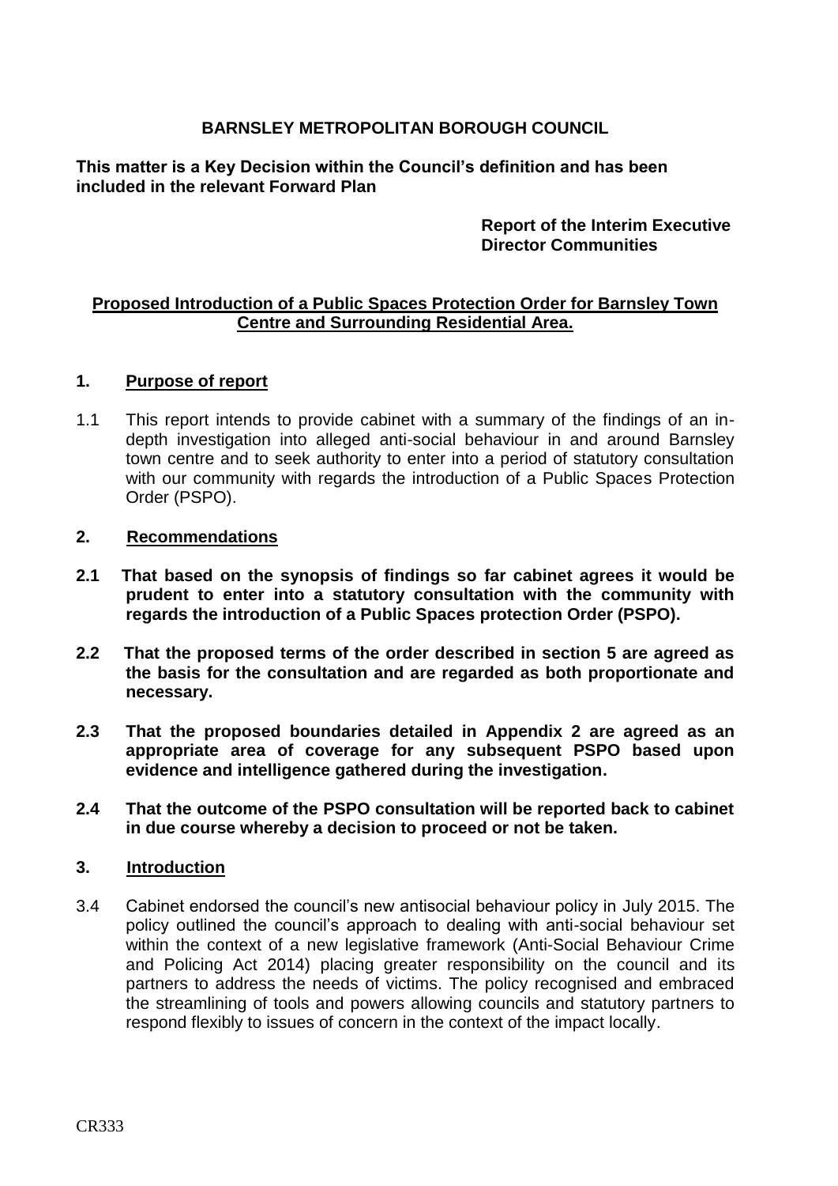**BARNSLEY METROPOLITAN BOROUGH COUNCIL**

**This matter is a Key Decision within the Council's definition and has been included in the relevant Forward Plan**

**Report of the Interim Executive Director Communities**

**Proposed Introduction of a Public Spaces Protection Order for Barnsley Town Centre and Surrounding Residential Area.**

## 1. Purpose of report

1.1 This report intends to provide cabinet with a summary of the findings of an in-depth investigation into alleged anti-social behaviour in and around Barnsley town centre and to seek authority to enter into a period of statutory consultation with our community with regards the introduction of a Public Spaces Protection Order (PSPO).

## 2. Recommendations

**2.1 That based on the synopsis of findings so far cabinet agrees it would be prudent to enter into a statutory consultation with the community with regards the introduction of a Public Spaces protection Order (PSPO).**

**2.2 That the proposed terms of the order described in section 5 are agreed as the basis for the consultation and are regarded as both proportionate and necessary.**

**2.3 That the proposed boundaries detailed in Appendix 2 are agreed as an appropriate area of coverage for any subsequent PSPO based upon evidence and intelligence gathered during the investigation.**

**2.4 That the outcome of the PSPO consultation will be reported back to cabinet in due course whereby a decision to proceed or not be taken.**

## 3. Introduction

3.4 Cabinet endorsed the council's new antisocial behaviour policy in July 2015. The policy outlined the council's approach to dealing with anti-social behaviour set within the context of a new legislative framework (Anti-Social Behaviour Crime and Policing Act 2014) placing greater responsibility on the council and its partners to address the needs of victims. The policy recognised and embraced the streamlining of tools and powers allowing councils and statutory partners to respond flexibly to issues of concern in the context of the impact locally.

CR333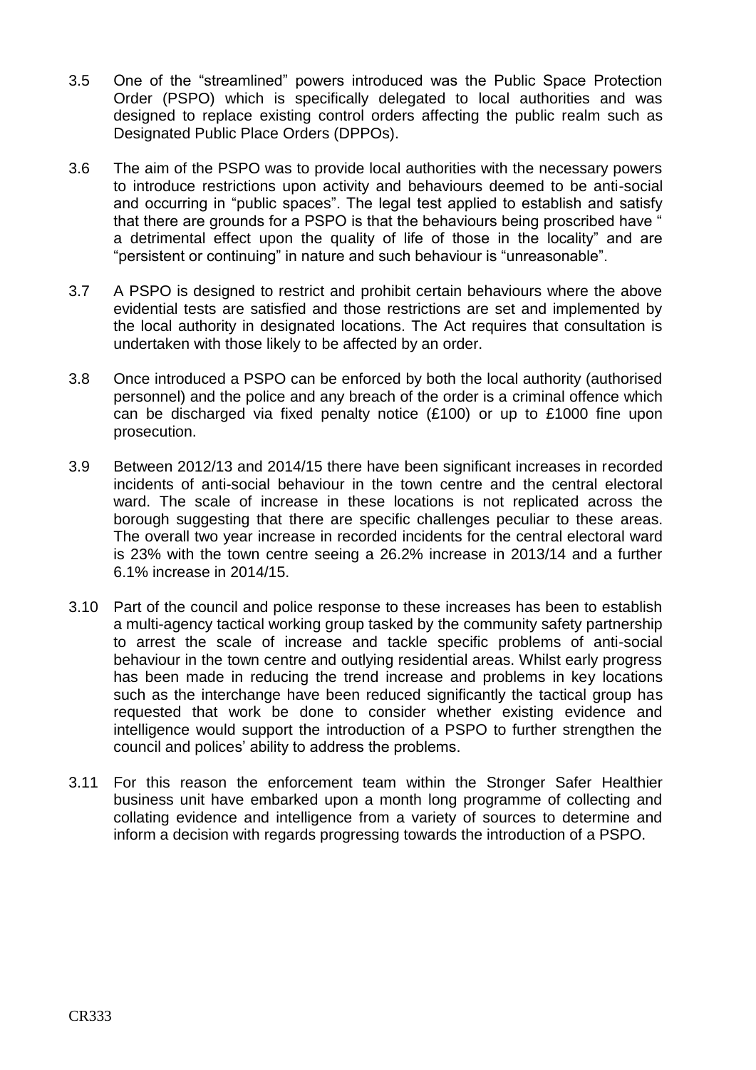3.5 One of the "streamlined" powers introduced was the Public Space Protection Order (PSPO) which is specifically delegated to local authorities and was designed to replace existing control orders affecting the public realm such as Designated Public Place Orders (DPPOs).

3.6 The aim of the PSPO was to provide local authorities with the necessary powers to introduce restrictions upon activity and behaviours deemed to be anti-social and occurring in "public spaces". The legal test applied to establish and satisfy that there are grounds for a PSPO is that the behaviours being proscribed have " a detrimental effect upon the quality of life of those in the locality" and are "persistent or continuing" in nature and such behaviour is "unreasonable".

3.7 A PSPO is designed to restrict and prohibit certain behaviours where the above evidential tests are satisfied and those restrictions are set and implemented by the local authority in designated locations. The Act requires that consultation is undertaken with those likely to be affected by an order.

3.8 Once introduced a PSPO can be enforced by both the local authority (authorised personnel) and the police and any breach of the order is a criminal offence which can be discharged via fixed penalty notice (£100) or up to £1000 fine upon prosecution.

3.9 Between 2012/13 and 2014/15 there have been significant increases in recorded incidents of anti-social behaviour in the town centre and the central electoral ward. The scale of increase in these locations is not replicated across the borough suggesting that there are specific challenges peculiar to these areas. The overall two year increase in recorded incidents for the central electoral ward is 23% with the town centre seeing a 26.2% increase in 2013/14 and a further 6.1% increase in 2014/15.

3.10 Part of the council and police response to these increases has been to establish a multi-agency tactical working group tasked by the community safety partnership to arrest the scale of increase and tackle specific problems of anti-social behaviour in the town centre and outlying residential areas. Whilst early progress has been made in reducing the trend increase and problems in key locations such as the interchange have been reduced significantly the tactical group has requested that work be done to consider whether existing evidence and intelligence would support the introduction of a PSPO to further strengthen the council and polices' ability to address the problems.

3.11 For this reason the enforcement team within the Stronger Safer Healthier business unit have embarked upon a month long programme of collecting and collating evidence and intelligence from a variety of sources to determine and inform a decision with regards progressing towards the introduction of a PSPO.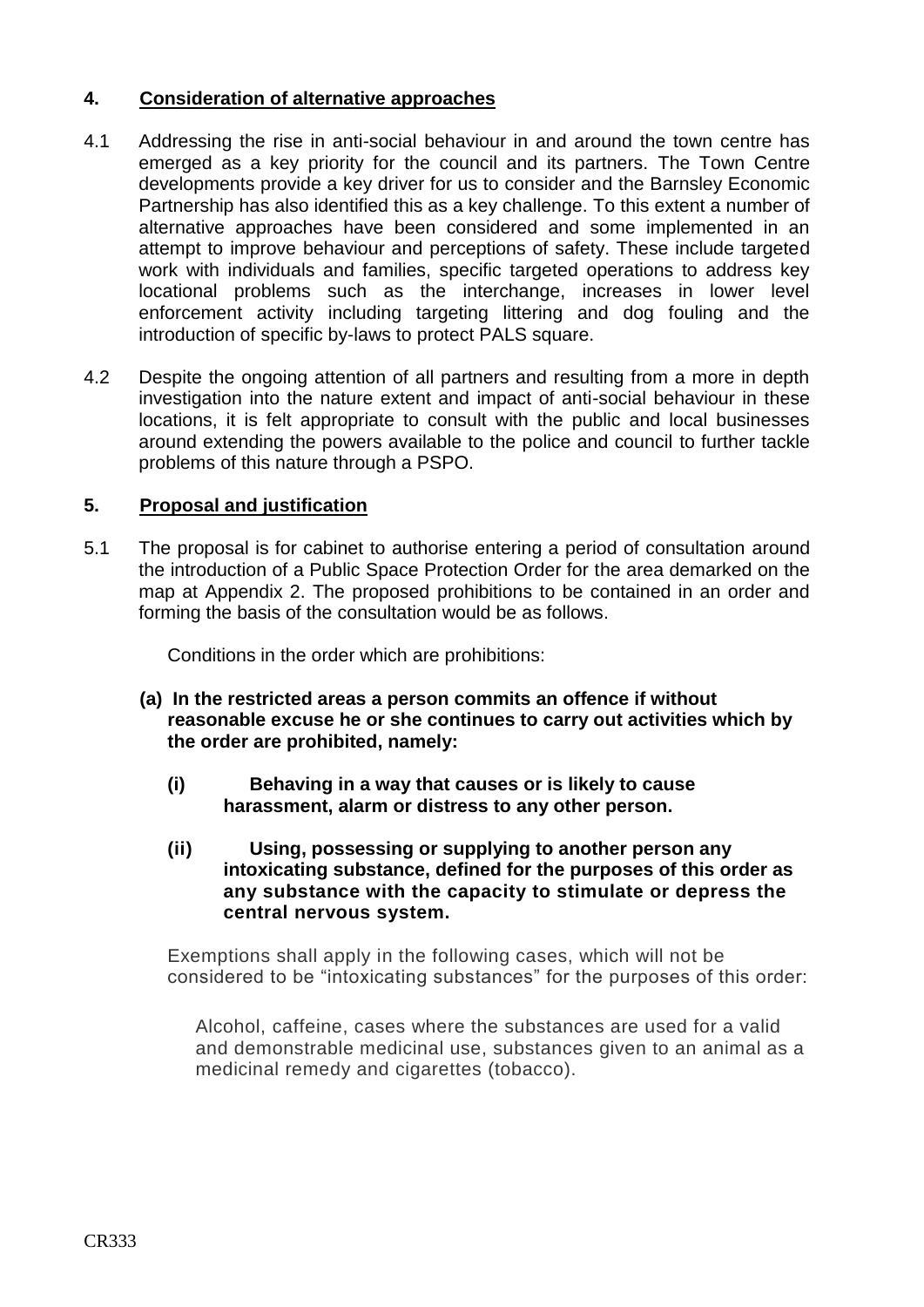## 4. Consideration of alternative approaches

4.1 Addressing the rise in anti-social behaviour in and around the town centre has emerged as a key priority for the council and its partners. The Town Centre developments provide a key driver for us to consider and the Barnsley Economic Partnership has also identified this as a key challenge. To this extent a number of alternative approaches have been considered and some implemented in an attempt to improve behaviour and perceptions of safety. These include targeted work with individuals and families, specific targeted operations to address key locational problems such as the interchange, increases in lower level enforcement activity including targeting littering and dog fouling and the introduction of specific by-laws to protect PALS square.

4.2 Despite the ongoing attention of all partners and resulting from a more in depth investigation into the nature extent and impact of anti-social behaviour in these locations, it is felt appropriate to consult with the public and local businesses around extending the powers available to the police and council to further tackle problems of this nature through a PSPO.

## 5. Proposal and justification

5.1 The proposal is for cabinet to authorise entering a period of consultation around the introduction of a Public Space Protection Order for the area demarked on the map at Appendix 2. The proposed prohibitions to be contained in an order and forming the basis of the consultation would be as follows.

Conditions in the order which are prohibitions:

**(a) In the restricted areas a person commits an offence if without reasonable excuse he or she continues to carry out activities which by the order are prohibited, namely:**

**(i) Behaving in a way that causes or is likely to cause harassment, alarm or distress to any other person.**

**(ii) Using, possessing or supplying to another person any intoxicating substance, defined for the purposes of this order as any substance with the capacity to stimulate or depress the central nervous system.**

Exemptions shall apply in the following cases, which will not be considered to be "intoxicating substances" for the purposes of this order:

Alcohol, caffeine, cases where the substances are used for a valid and demonstrable medicinal use, substances given to an animal as a medicinal remedy and cigarettes (tobacco).

CR333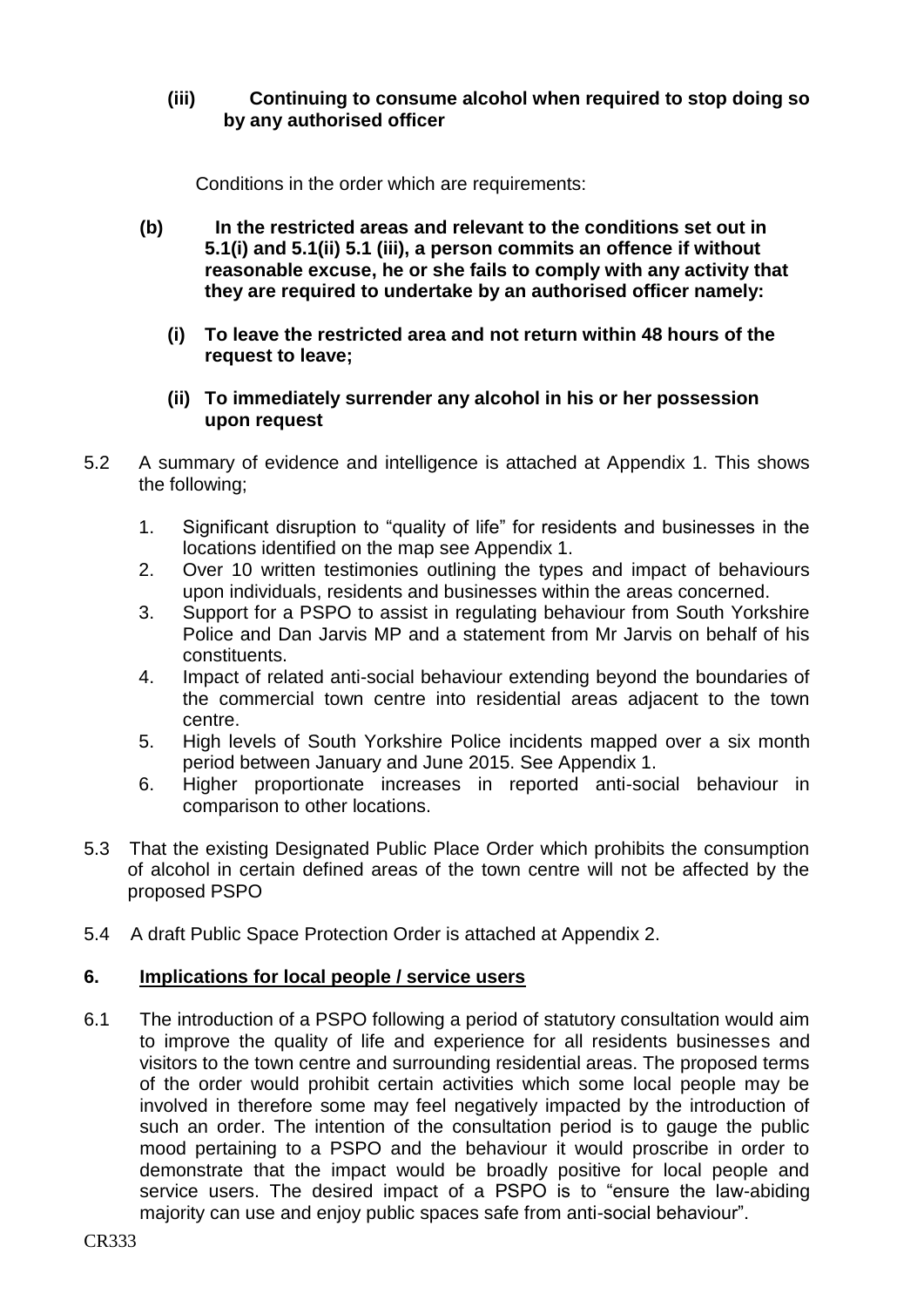**(iii) Continuing to consume alcohol when required to stop doing so by any authorised officer**

Conditions in the order which are requirements:

**(b) In the restricted areas and relevant to the conditions set out in 5.1(i) and 5.1(ii) 5.1 (iii), a person commits an offence if without reasonable excuse, he or she fails to comply with any activity that they are required to undertake by an authorised officer namely:**

**(i) To leave the restricted area and not return within 48 hours of the request to leave;**

**(ii) To immediately surrender any alcohol in his or her possession upon request**

5.2 A summary of evidence and intelligence is attached at Appendix 1. This shows the following;

1. Significant disruption to "quality of life" for residents and businesses in the locations identified on the map see Appendix 1.
2. Over 10 written testimonies outlining the types and impact of behaviours upon individuals, residents and businesses within the areas concerned.
3. Support for a PSPO to assist in regulating behaviour from South Yorkshire Police and Dan Jarvis MP and a statement from Mr Jarvis on behalf of his constituents.
4. Impact of related anti-social behaviour extending beyond the boundaries of the commercial town centre into residential areas adjacent to the town centre.
5. High levels of South Yorkshire Police incidents mapped over a six month period between January and June 2015. See Appendix 1.
6. Higher proportionate increases in reported anti-social behaviour in comparison to other locations.

5.3 That the existing Designated Public Place Order which prohibits the consumption of alcohol in certain defined areas of the town centre will not be affected by the proposed PSPO

5.4 A draft Public Space Protection Order is attached at Appendix 2.

## 6. Implications for local people / service users

6.1 The introduction of a PSPO following a period of statutory consultation would aim to improve the quality of life and experience for all residents businesses and visitors to the town centre and surrounding residential areas. The proposed terms of the order would prohibit certain activities which some local people may be involved in therefore some may feel negatively impacted by the introduction of such an order. The intention of the consultation period is to gauge the public mood pertaining to a PSPO and the behaviour it would proscribe in order to demonstrate that the impact would be broadly positive for local people and service users. The desired impact of a PSPO is to "ensure the law-abiding majority can use and enjoy public spaces safe from anti-social behaviour".

CR333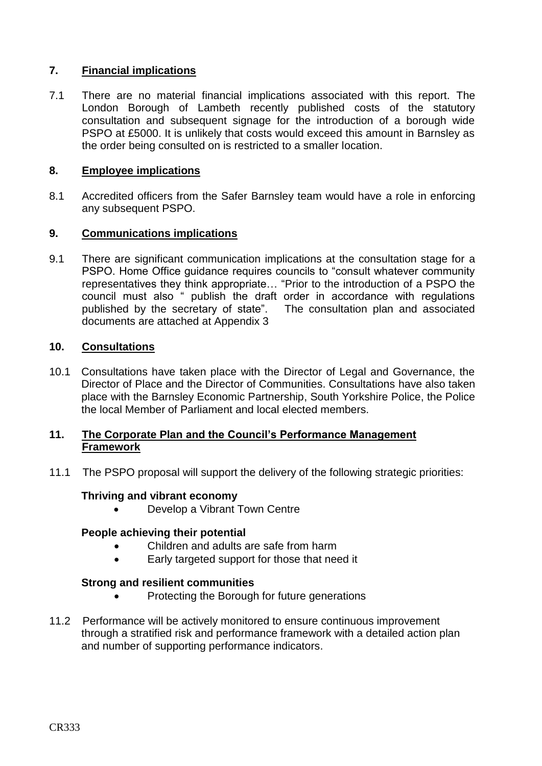## 7. Financial implications

7.1 There are no material financial implications associated with this report. The London Borough of Lambeth recently published costs of the statutory consultation and subsequent signage for the introduction of a borough wide PSPO at £5000. It is unlikely that costs would exceed this amount in Barnsley as the order being consulted on is restricted to a smaller location.

## 8. Employee implications

8.1 Accredited officers from the Safer Barnsley team would have a role in enforcing any subsequent PSPO.

## 9. Communications implications

9.1 There are significant communication implications at the consultation stage for a PSPO. Home Office guidance requires councils to "consult whatever community representatives they think appropriate… "Prior to the introduction of a PSPO the council must also " publish the draft order in accordance with regulations published by the secretary of state". The consultation plan and associated documents are attached at Appendix 3

## 10. Consultations

10.1 Consultations have taken place with the Director of Legal and Governance, the Director of Place and the Director of Communities. Consultations have also taken place with the Barnsley Economic Partnership, South Yorkshire Police, the Police the local Member of Parliament and local elected members.

## 11. The Corporate Plan and the Council's Performance Management Framework

11.1 The PSPO proposal will support the delivery of the following strategic priorities:

**Thriving and vibrant economy**

- Develop a Vibrant Town Centre

**People achieving their potential**

- Children and adults are safe from harm
- Early targeted support for those that need it

**Strong and resilient communities**

- Protecting the Borough for future generations

11.2 Performance will be actively monitored to ensure continuous improvement through a stratified risk and performance framework with a detailed action plan and number of supporting performance indicators.

CR333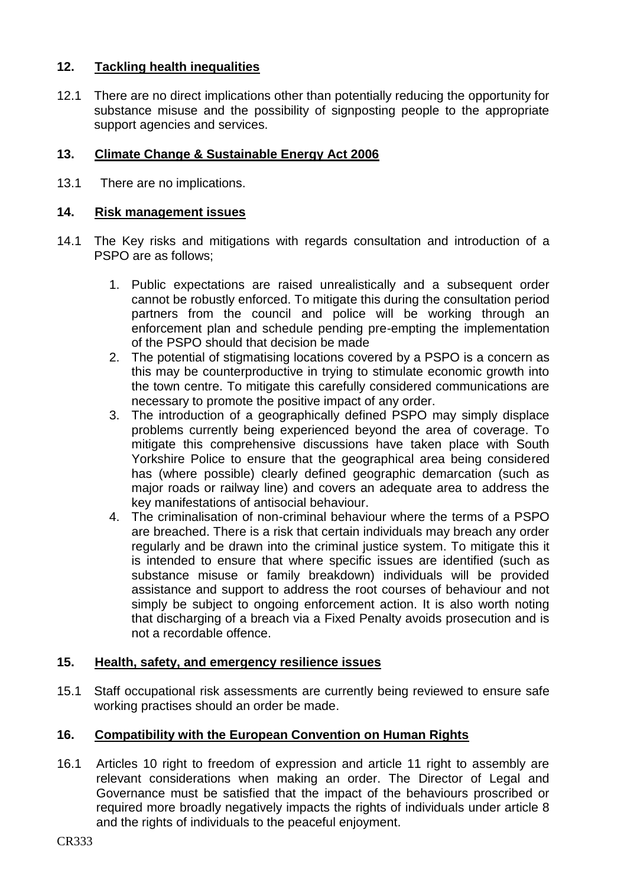## 12. Tackling health inequalities

12.1 There are no direct implications other than potentially reducing the opportunity for substance misuse and the possibility of signposting people to the appropriate support agencies and services.

## 13. Climate Change & Sustainable Energy Act 2006

13.1 There are no implications.

## 14. Risk management issues

14.1 The Key risks and mitigations with regards consultation and introduction of a PSPO are as follows;

1. Public expectations are raised unrealistically and a subsequent order cannot be robustly enforced. To mitigate this during the consultation period partners from the council and police will be working through an enforcement plan and schedule pending pre-empting the implementation of the PSPO should that decision be made
2. The potential of stigmatising locations covered by a PSPO is a concern as this may be counterproductive in trying to stimulate economic growth into the town centre. To mitigate this carefully considered communications are necessary to promote the positive impact of any order.
3. The introduction of a geographically defined PSPO may simply displace problems currently being experienced beyond the area of coverage. To mitigate this comprehensive discussions have taken place with South Yorkshire Police to ensure that the geographical area being considered has (where possible) clearly defined geographic demarcation (such as major roads or railway line) and covers an adequate area to address the key manifestations of antisocial behaviour.
4. The criminalisation of non-criminal behaviour where the terms of a PSPO are breached. There is a risk that certain individuals may breach any order regularly and be drawn into the criminal justice system. To mitigate this it is intended to ensure that where specific issues are identified (such as substance misuse or family breakdown) individuals will be provided assistance and support to address the root courses of behaviour and not simply be subject to ongoing enforcement action. It is also worth noting that discharging of a breach via a Fixed Penalty avoids prosecution and is not a recordable offence.

## 15. Health, safety, and emergency resilience issues

15.1 Staff occupational risk assessments are currently being reviewed to ensure safe working practises should an order be made.

## 16. Compatibility with the European Convention on Human Rights

16.1 Articles 10 right to freedom of expression and article 11 right to assembly are relevant considerations when making an order. The Director of Legal and Governance must be satisfied that the impact of the behaviours proscribed or required more broadly negatively impacts the rights of individuals under article 8 and the rights of individuals to the peaceful enjoyment.

CR333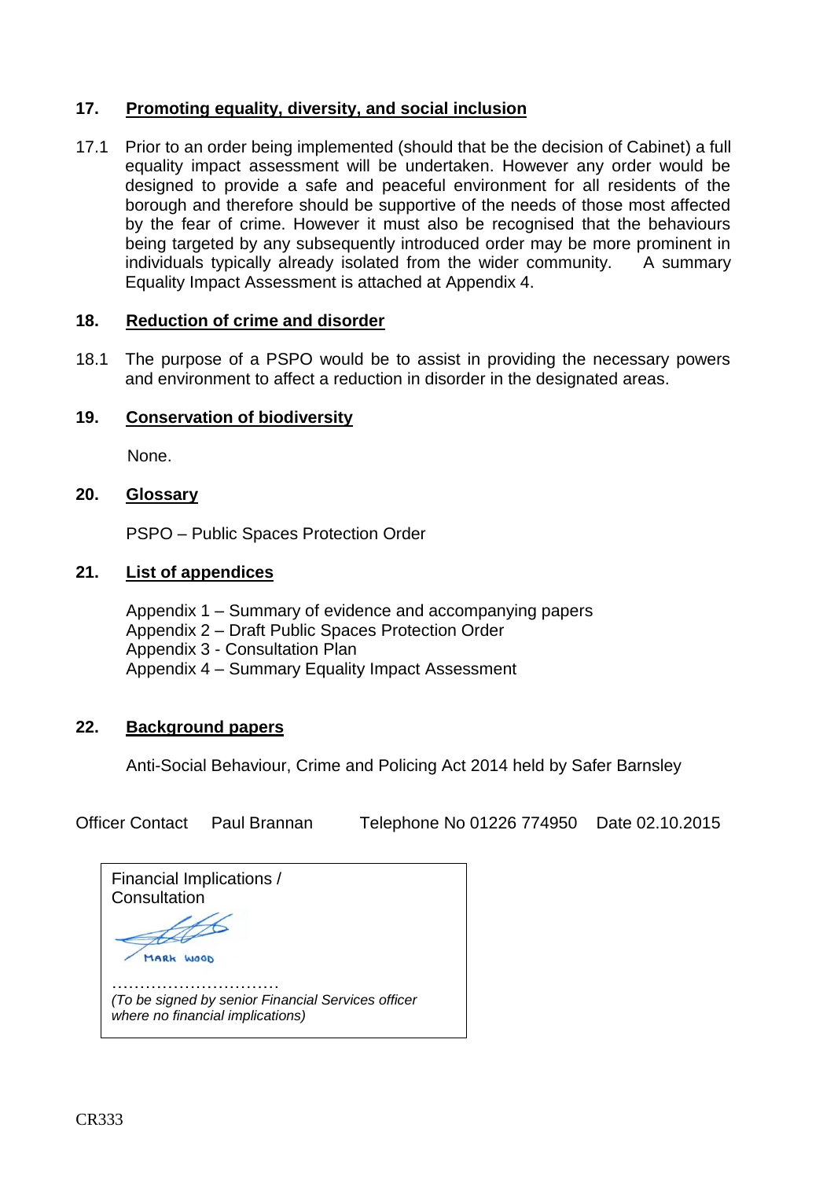## 17. Promoting equality, diversity, and social inclusion

17.1 Prior to an order being implemented (should that be the decision of Cabinet) a full equality impact assessment will be undertaken. However any order would be designed to provide a safe and peaceful environment for all residents of the borough and therefore should be supportive of the needs of those most affected by the fear of crime. However it must also be recognised that the behaviours being targeted by any subsequently introduced order may be more prominent in individuals typically already isolated from the wider community. A summary Equality Impact Assessment is attached at Appendix 4.

## 18. Reduction of crime and disorder

18.1 The purpose of a PSPO would be to assist in providing the necessary powers and environment to affect a reduction in disorder in the designated areas.

## 19. Conservation of biodiversity

None.

## 20. Glossary

PSPO – Public Spaces Protection Order

## 21. List of appendices

Appendix 1 – Summary of evidence and accompanying papers
Appendix 2 – Draft Public Spaces Protection Order
Appendix 3 - Consultation Plan
Appendix 4 – Summary Equality Impact Assessment

## 22. Background papers

Anti-Social Behaviour, Crime and Policing Act 2014 held by Safer Barnsley

Officer Contact Paul Brannan Telephone No 01226 774950 Date 02.10.2015

Financial Implications / Consultation

MARK WOOD

…………………………
*(To be signed by senior Financial Services officer where no financial implications)*

CR333